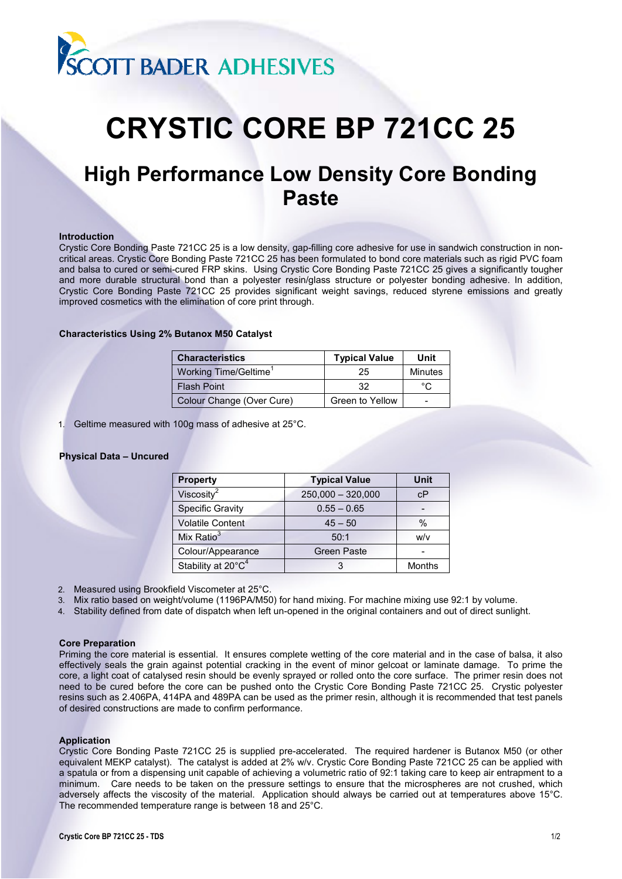SCOTT BADER ADHESIVES

# CRYSTIC CORE BP 721CC 25

## High Performance Low Density Core Bonding Paste

### Introduction

Crystic Core Bonding Paste 721CC 25 is a low density, gap-filling core adhesive for use in sandwich construction in non-critical areas. Crystic Core Bonding Paste 721CC 25 has been formulated to bond core materials such as rigid PVC foam and balsa to cured or semi-cured FRP skins. Using Crystic Core Bonding Paste 721CC 25 gives a significantly tougher and more durable structural bond than a polyester resin/glass structure or polyester bonding adhesive. In addition, Crystic Core Bonding Paste 721CC 25 provides significant weight savings, reduced styrene emissions and greatly improved cosmetics with the elimination of core print through.

### Characteristics Using 2% Butanox M50 Catalyst

| Characteristics | Typical Value | Unit |
|---|---|---|
| Working Time/Geltime[1] | 25 | Minutes |
| Flash Point | 32 | °C |
| Colour Change (Over Cure) | Green to Yellow | - |

1. Geltime measured with 100g mass of adhesive at 25°C.

### Physical Data – Uncured

| Property | Typical Value | Unit |
|---|---|---|
| Viscosity[2] | 250,000 – 320,000 | cP |
| Specific Gravity | 0.55 – 0.65 | - |
| Volatile Content | 45 – 50 | % |
| Mix Ratio[3] | 50:1 | w/v |
| Colour/Appearance | Green Paste | - |
| Stability at 20°C[4] | 3 | Months |

2. Measured using Brookfield Viscometer at 25°C.
3. Mix ratio based on weight/volume (1196PA/M50) for hand mixing. For machine mixing use 92:1 by volume.
4. Stability defined from date of dispatch when left un-opened in the original containers and out of direct sunlight.

### Core Preparation

Priming the core material is essential. It ensures complete wetting of the core material and in the case of balsa, it also effectively seals the grain against potential cracking in the event of minor gelcoat or laminate damage. To prime the core, a light coat of catalysed resin should be evenly sprayed or rolled onto the core surface. The primer resin does not need to be cured before the core can be pushed onto the Crystic Core Bonding Paste 721CC 25. Crystic polyester resins such as 2.406PA, 414PA and 489PA can be used as the primer resin, although it is recommended that test panels of desired constructions are made to confirm performance.

### Application

Crystic Core Bonding Paste 721CC 25 is supplied pre-accelerated. The required hardener is Butanox M50 (or other equivalent MEKP catalyst). The catalyst is added at 2% w/v. Crystic Core Bonding Paste 721CC 25 can be applied with a spatula or from a dispensing unit capable of achieving a volumetric ratio of 92:1 taking care to keep air entrapment to a minimum. Care needs to be taken on the pressure settings to ensure that the microspheres are not crushed, which adversely affects the viscosity of the material. Application should always be carried out at temperatures above 15°C. The recommended temperature range is between 18 and 25°C.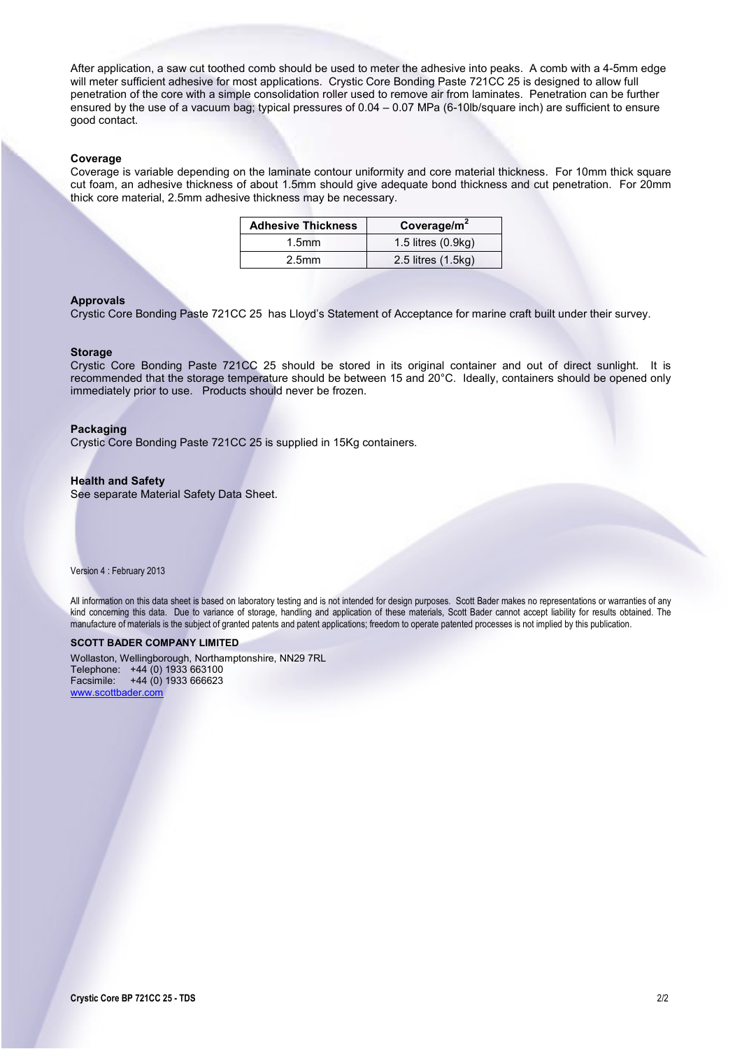After application, a saw cut toothed comb should be used to meter the adhesive into peaks. A comb with a 4-5mm edge will meter sufficient adhesive for most applications. Crystic Core Bonding Paste 721CC 25 is designed to allow full penetration of the core with a simple consolidation roller used to remove air from laminates. Penetration can be further ensured by the use of a vacuum bag; typical pressures of 0.04 – 0.07 MPa (6-10lb/square inch) are sufficient to ensure good contact.

**Coverage**

Coverage is variable depending on the laminate contour uniformity and core material thickness. For 10mm thick square cut foam, an adhesive thickness of about 1.5mm should give adequate bond thickness and cut penetration. For 20mm thick core material, 2.5mm adhesive thickness may be necessary.

| Adhesive Thickness | Coverage/m$^2$ |
|---|---|
| 1.5mm | 1.5 litres (0.9kg) |
| 2.5mm | 2.5 litres (1.5kg) |

**Approvals**

Crystic Core Bonding Paste 721CC 25 has Lloyd's Statement of Acceptance for marine craft built under their survey.

**Storage**

Crystic Core Bonding Paste 721CC 25 should be stored in its original container and out of direct sunlight. It is recommended that the storage temperature should be between 15 and 20°C. Ideally, containers should be opened only immediately prior to use. Products should never be frozen.

**Packaging**

Crystic Core Bonding Paste 721CC 25 is supplied in 15Kg containers.

**Health and Safety**

See separate Material Safety Data Sheet.

Version 4 : February 2013

All information on this data sheet is based on laboratory testing and is not intended for design purposes. Scott Bader makes no representations or warranties of any kind concerning this data. Due to variance of storage, handling and application of these materials, Scott Bader cannot accept liability for results obtained. The manufacture of materials is the subject of granted patents and patent applications; freedom to operate patented processes is not implied by this publication.

**SCOTT BADER COMPANY LIMITED**

Wollaston, Wellingborough, Northamptonshire, NN29 7RL
Telephone: +44 (0) 1933 663100
Facsimile: +44 (0) 1933 666623
www.scottbader.com